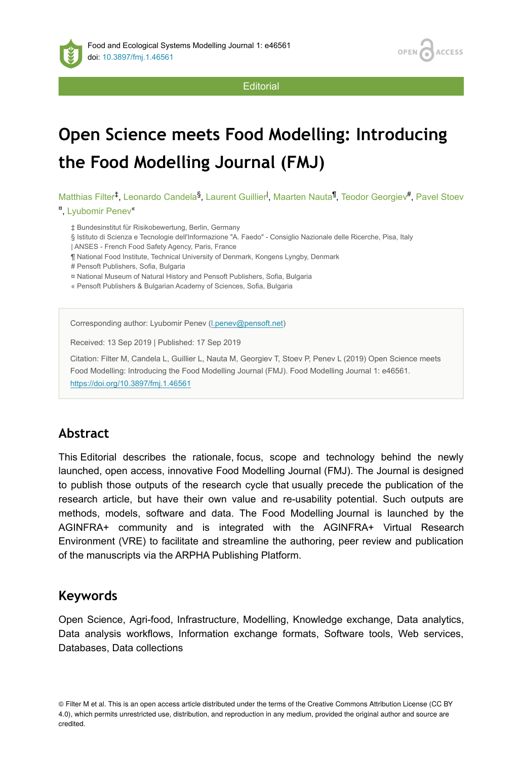Editorial

# Open Science meets Food Modelling: Introducing the Food Modelling Journal (FMJ)

Matthias Filter[‡], Leonardo Candela[§], Laurent Guillier[|], Maarten Nauta[¶], Teodor Georgiev[#], Pavel Stoev[¤], Lyubomir Penev[«]

‡ Bundesinstitut für Risikobewertung, Berlin, Germany
§ Istituto di Scienza e Tecnologie dell'Informazione "A. Faedo" - Consiglio Nazionale delle Ricerche, Pisa, Italy
| ANSES - French Food Safety Agency, Paris, France
¶ National Food Institute, Technical University of Denmark, Kongens Lyngby, Denmark
# Pensoft Publishers, Sofia, Bulgaria
¤ National Museum of Natural History and Pensoft Publishers, Sofia, Bulgaria
« Pensoft Publishers & Bulgarian Academy of Sciences, Sofia, Bulgaria

Corresponding author: Lyubomir Penev (l.penev@pensoft.net)

Received: 13 Sep 2019 | Published: 17 Sep 2019

Citation: Filter M, Candela L, Guillier L, Nauta M, Georgiev T, Stoev P, Penev L (2019) Open Science meets Food Modelling: Introducing the Food Modelling Journal (FMJ). Food Modelling Journal 1: e46561. https://doi.org/10.3897/fmj.1.46561

## Abstract

This Editorial describes the rationale, focus, scope and technology behind the newly launched, open access, innovative Food Modelling Journal (FMJ). The Journal is designed to publish those outputs of the research cycle that usually precede the publication of the research article, but have their own value and re-usability potential. Such outputs are methods, models, software and data. The Food Modelling Journal is launched by the AGINFRA+ community and is integrated with the AGINFRA+ Virtual Research Environment (VRE) to facilitate and streamline the authoring, peer review and publication of the manuscripts via the ARPHA Publishing Platform.

## Keywords

Open Science, Agri-food, Infrastructure, Modelling, Knowledge exchange, Data analytics, Data analysis workflows, Information exchange formats, Software tools, Web services, Databases, Data collections

© Filter M et al. This is an open access article distributed under the terms of the Creative Commons Attribution License (CC BY 4.0), which permits unrestricted use, distribution, and reproduction in any medium, provided the original author and source are credited.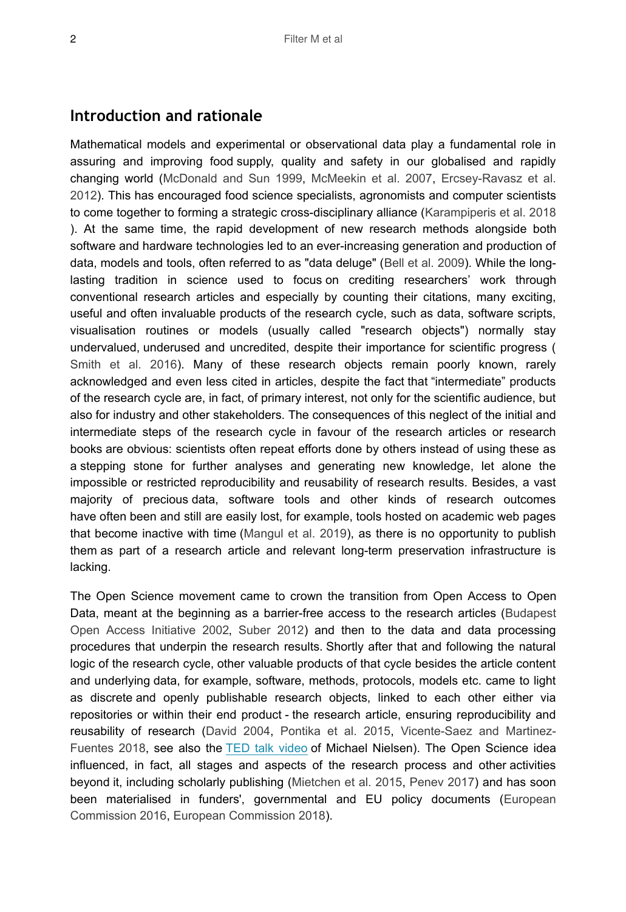## Introduction and rationale

Mathematical models and experimental or observational data play a fundamental role in assuring and improving food supply, quality and safety in our globalised and rapidly changing world (McDonald and Sun 1999, McMeekin et al. 2007, Ercsey-Ravasz et al. 2012). This has encouraged food science specialists, agronomists and computer scientists to come together to forming a strategic cross-disciplinary alliance (Karampiperis et al. 2018 ). At the same time, the rapid development of new research methods alongside both software and hardware technologies led to an ever-increasing generation and production of data, models and tools, often referred to as "data deluge" (Bell et al. 2009). While the long-lasting tradition in science used to focus on crediting researchers' work through conventional research articles and especially by counting their citations, many exciting, useful and often invaluable products of the research cycle, such as data, software scripts, visualisation routines or models (usually called "research objects") normally stay undervalued, underused and uncredited, despite their importance for scientific progress ( Smith et al. 2016). Many of these research objects remain poorly known, rarely acknowledged and even less cited in articles, despite the fact that "intermediate" products of the research cycle are, in fact, of primary interest, not only for the scientific audience, but also for industry and other stakeholders. The consequences of this neglect of the initial and intermediate steps of the research cycle in favour of the research articles or research books are obvious: scientists often repeat efforts done by others instead of using these as a stepping stone for further analyses and generating new knowledge, let alone the impossible or restricted reproducibility and reusability of research results. Besides, a vast majority of precious data, software tools and other kinds of research outcomes have often been and still are easily lost, for example, tools hosted on academic web pages that become inactive with time (Mangul et al. 2019), as there is no opportunity to publish them as part of a research article and relevant long-term preservation infrastructure is lacking.

The Open Science movement came to crown the transition from Open Access to Open Data, meant at the beginning as a barrier-free access to the research articles (Budapest Open Access Initiative 2002, Suber 2012) and then to the data and data processing procedures that underpin the research results. Shortly after that and following the natural logic of the research cycle, other valuable products of that cycle besides the article content and underlying data, for example, software, methods, protocols, models etc. came to light as discrete and openly publishable research objects, linked to each other either via repositories or within their end product - the research article, ensuring reproducibility and reusability of research (David 2004, Pontika et al. 2015, Vicente-Saez and Martinez-Fuentes 2018, see also the TED talk video of Michael Nielsen). The Open Science idea influenced, in fact, all stages and aspects of the research process and other activities beyond it, including scholarly publishing (Mietchen et al. 2015, Penev 2017) and has soon been materialised in funders', governmental and EU policy documents (European Commission 2016, European Commission 2018).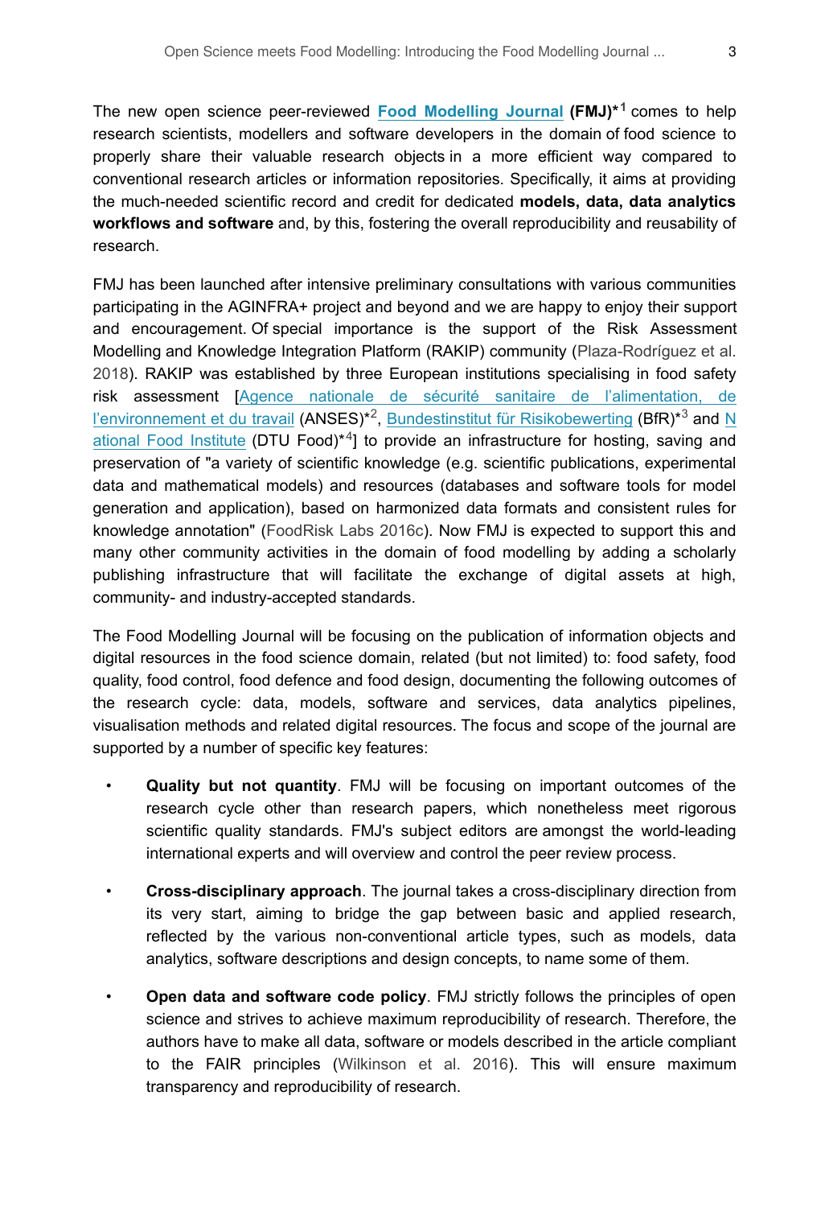The new open science peer-reviewed **Food Modelling Journal** **(FMJ)***[1] comes to help research scientists, modellers and software developers in the domain of food science to properly share their valuable research objects in a more efficient way compared to conventional research articles or information repositories. Specifically, it aims at providing the much-needed scientific record and credit for dedicated **models, data, data analytics workflows and software** and, by this, fostering the overall reproducibility and reusability of research.

FMJ has been launched after intensive preliminary consultations with various communities participating in the AGINFRA+ project and beyond and we are happy to enjoy their support and encouragement. Of special importance is the support of the Risk Assessment Modelling and Knowledge Integration Platform (RAKIP) community (Plaza-Rodríguez et al. 2018). RAKIP was established by three European institutions specialising in food safety risk assessment [Agence nationale de sécurité sanitaire de l'alimentation, de l'environnement et du travail (ANSES)*[2], Bundestinstitut für Risikobewerting (BfR)*[3] and National Food Institute (DTU Food)*[4]] to provide an infrastructure for hosting, saving and preservation of "a variety of scientific knowledge (e.g. scientific publications, experimental data and mathematical models) and resources (databases and software tools for model generation and application), based on harmonized data formats and consistent rules for knowledge annotation" (FoodRisk Labs 2016c). Now FMJ is expected to support this and many other community activities in the domain of food modelling by adding a scholarly publishing infrastructure that will facilitate the exchange of digital assets at high, community- and industry-accepted standards.

The Food Modelling Journal will be focusing on the publication of information objects and digital resources in the food science domain, related (but not limited) to: food safety, food quality, food control, food defence and food design, documenting the following outcomes of the research cycle: data, models, software and services, data analytics pipelines, visualisation methods and related digital resources. The focus and scope of the journal are supported by a number of specific key features:

- **Quality but not quantity**. FMJ will be focusing on important outcomes of the research cycle other than research papers, which nonetheless meet rigorous scientific quality standards. FMJ's subject editors are amongst the world-leading international experts and will overview and control the peer review process.
- **Cross-disciplinary approach**. The journal takes a cross-disciplinary direction from its very start, aiming to bridge the gap between basic and applied research, reflected by the various non-conventional article types, such as models, data analytics, software descriptions and design concepts, to name some of them.
- **Open data and software code policy**. FMJ strictly follows the principles of open science and strives to achieve maximum reproducibility of research. Therefore, the authors have to make all data, software or models described in the article compliant to the FAIR principles (Wilkinson et al. 2016). This will ensure maximum transparency and reproducibility of research.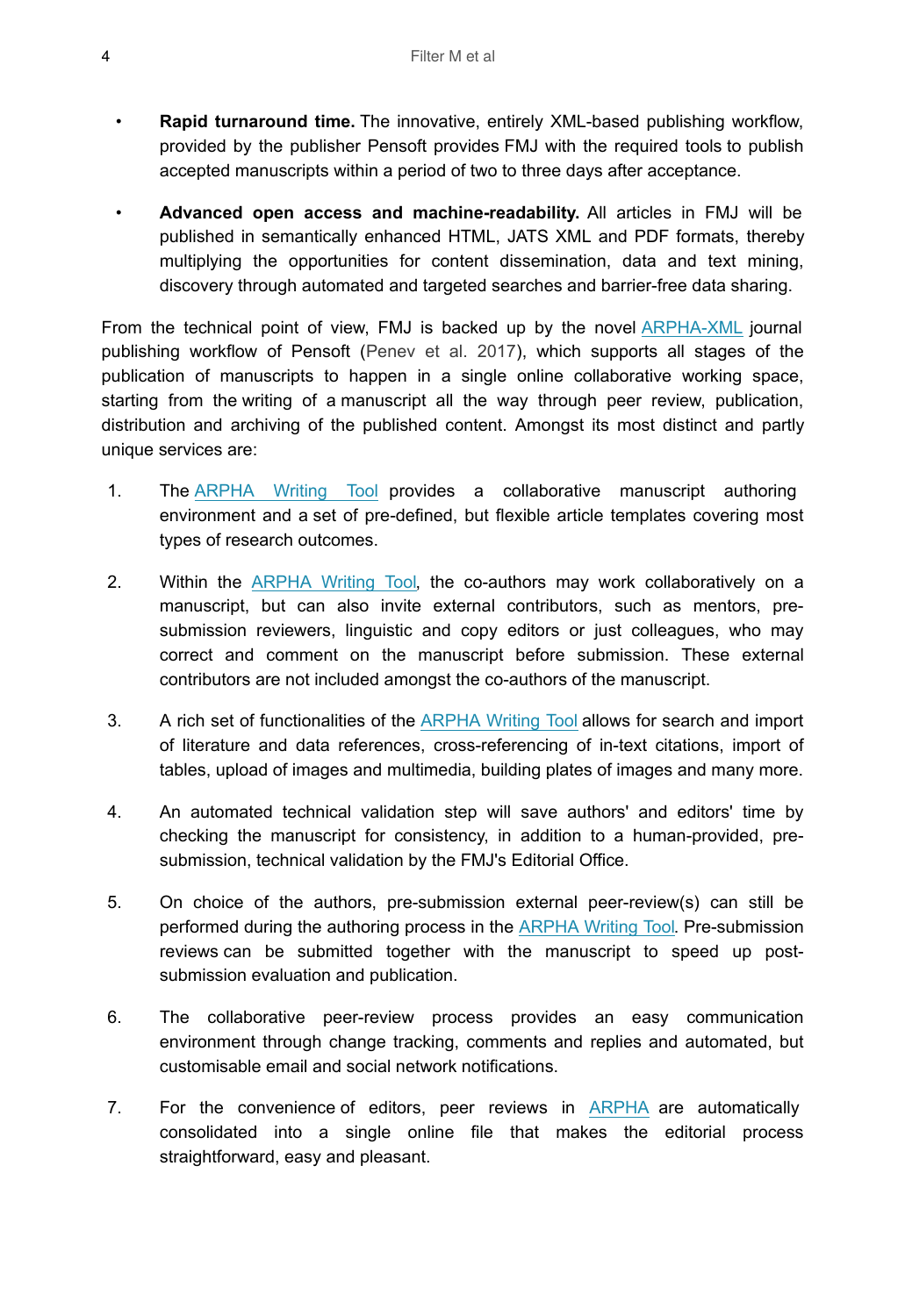- **Rapid turnaround time.** The innovative, entirely XML-based publishing workflow, provided by the publisher Pensoft provides FMJ with the required tools to publish accepted manuscripts within a period of two to three days after acceptance.
- **Advanced open access and machine-readability.** All articles in FMJ will be published in semantically enhanced HTML, JATS XML and PDF formats, thereby multiplying the opportunities for content dissemination, data and text mining, discovery through automated and targeted searches and barrier-free data sharing.

From the technical point of view, FMJ is backed up by the novel ARPHA-XML journal publishing workflow of Pensoft (Penev et al. 2017), which supports all stages of the publication of manuscripts to happen in a single online collaborative working space, starting from the writing of a manuscript all the way through peer review, publication, distribution and archiving of the published content. Amongst its most distinct and partly unique services are:

1. The ARPHA Writing Tool provides a collaborative manuscript authoring environment and a set of pre-defined, but flexible article templates covering most types of research outcomes.
2. Within the ARPHA Writing Tool, the co-authors may work collaboratively on a manuscript, but can also invite external contributors, such as mentors, pre-submission reviewers, linguistic and copy editors or just colleagues, who may correct and comment on the manuscript before submission. These external contributors are not included amongst the co-authors of the manuscript.
3. A rich set of functionalities of the ARPHA Writing Tool allows for search and import of literature and data references, cross-referencing of in-text citations, import of tables, upload of images and multimedia, building plates of images and many more.
4. An automated technical validation step will save authors' and editors' time by checking the manuscript for consistency, in addition to a human-provided, pre-submission, technical validation by the FMJ's Editorial Office.
5. On choice of the authors, pre-submission external peer-review(s) can still be performed during the authoring process in the ARPHA Writing Tool. Pre-submission reviews can be submitted together with the manuscript to speed up post-submission evaluation and publication.
6. The collaborative peer-review process provides an easy communication environment through change tracking, comments and replies and automated, but customisable email and social network notifications.
7. For the convenience of editors, peer reviews in ARPHA are automatically consolidated into a single online file that makes the editorial process straightforward, easy and pleasant.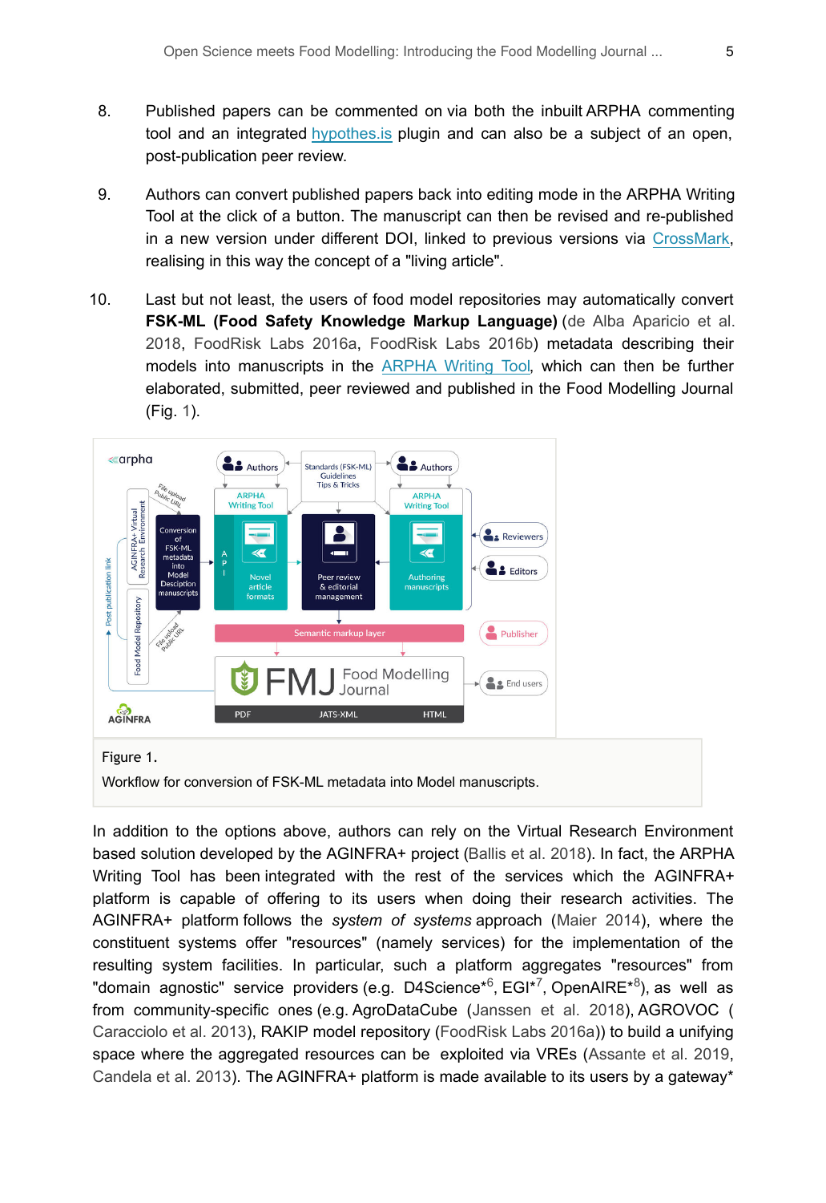8. Published papers can be commented on via both the inbuilt ARPHA commenting tool and an integrated hypothes.is plugin and can also be a subject of an open, post-publication peer review.

9. Authors can convert published papers back into editing mode in the ARPHA Writing Tool at the click of a button. The manuscript can then be revised and re-published in a new version under different DOI, linked to previous versions via CrossMark, realising in this way the concept of a "living article".

10. Last but not least, the users of food model repositories may automatically convert **FSK-ML (Food Safety Knowledge Markup Language)** (de Alba Aparicio et al. 2018, FoodRisk Labs 2016a, FoodRisk Labs 2016b) metadata describing their models into manuscripts in the ARPHA Writing Tool, which can then be further elaborated, submitted, peer reviewed and published in the Food Modelling Journal (Fig. 1).

Figure 1.

Workflow for conversion of FSK-ML metadata into Model manuscripts.

In addition to the options above, authors can rely on the Virtual Research Environment based solution developed by the AGINFRA+ project (Ballis et al. 2018). In fact, the ARPHA Writing Tool has been integrated with the rest of the services which the AGINFRA+ platform is capable of offering to its users when doing their research activities. The AGINFRA+ platform follows the *system of systems* approach (Maier 2014), where the constituent systems offer "resources" (namely services) for the implementation of the resulting system facilities. In particular, such a platform aggregates "resources" from "domain agnostic" service providers (e.g. D4Science*[6], EGI*[7], OpenAIRE*[8]), as well as from community-specific ones (e.g. AgroDataCube (Janssen et al. 2018), AGROVOC ( Caracciolo et al. 2013), RAKIP model repository (FoodRisk Labs 2016a)) to build a unifying space where the aggregated resources can be exploited via VREs (Assante et al. 2019, Candela et al. 2013). The AGINFRA+ platform is made available to its users by a gateway*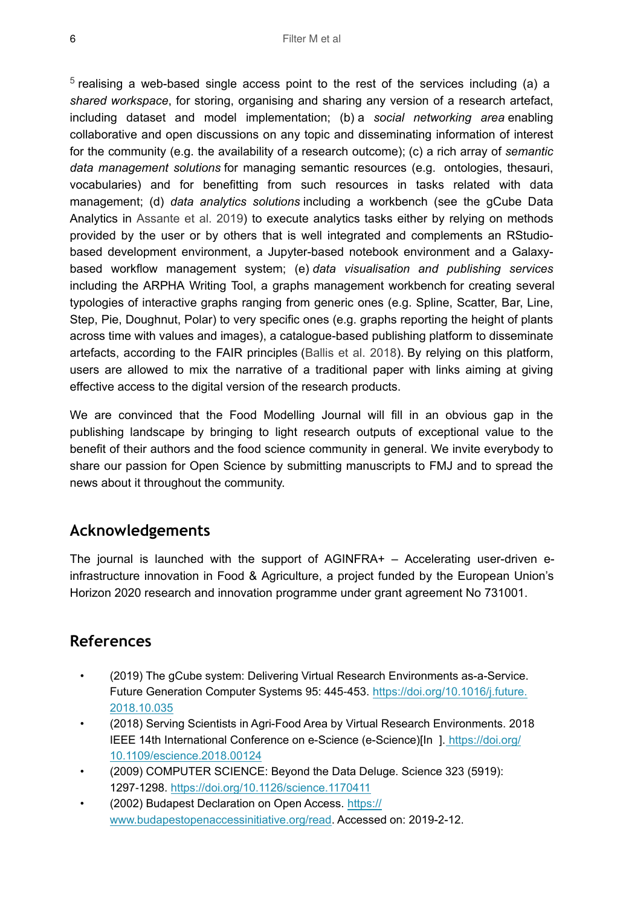[5] realising a web-based single access point to the rest of the services including (a) a *shared workspace*, for storing, organising and sharing any version of a research artefact, including dataset and model implementation; (b) a *social networking area* enabling collaborative and open discussions on any topic and disseminating information of interest for the community (e.g. the availability of a research outcome); (c) a rich array of *semantic data management solutions* for managing semantic resources (e.g. ontologies, thesauri, vocabularies) and for benefitting from such resources in tasks related with data management; (d) *data analytics solutions* including a workbench (see the gCube Data Analytics in Assante et al. 2019) to execute analytics tasks either by relying on methods provided by the user or by others that is well integrated and complements an RStudio-based development environment, a Jupyter-based notebook environment and a Galaxy-based workflow management system; (e) *data visualisation and publishing services* including the ARPHA Writing Tool, a graphs management workbench for creating several typologies of interactive graphs ranging from generic ones (e.g. Spline, Scatter, Bar, Line, Step, Pie, Doughnut, Polar) to very specific ones (e.g. graphs reporting the height of plants across time with values and images), a catalogue-based publishing platform to disseminate artefacts, according to the FAIR principles (Ballis et al. 2018). By relying on this platform, users are allowed to mix the narrative of a traditional paper with links aiming at giving effective access to the digital version of the research products.

We are convinced that the Food Modelling Journal will fill in an obvious gap in the publishing landscape by bringing to light research outputs of exceptional value to the benefit of their authors and the food science community in general. We invite everybody to share our passion for Open Science by submitting manuscripts to FMJ and to spread the news about it throughout the community.

## Acknowledgements

The journal is launched with the support of AGINFRA+ – Accelerating user-driven e-infrastructure innovation in Food & Agriculture, a project funded by the European Union's Horizon 2020 research and innovation programme under grant agreement No 731001.

## References

- (2019) The gCube system: Delivering Virtual Research Environments as-a-Service. Future Generation Computer Systems 95: 445-453. https://doi.org/10.1016/j.future.2018.10.035
- (2018) Serving Scientists in Agri-Food Area by Virtual Research Environments. 2018 IEEE 14th International Conference on e-Science (e-Science)[In ]. https://doi.org/10.1109/escience.2018.00124
- (2009) COMPUTER SCIENCE: Beyond the Data Deluge. Science 323 (5919): 1297-1298. https://doi.org/10.1126/science.1170411
- (2002) Budapest Declaration on Open Access. https://www.budapestopenaccessinitiative.org/read. Accessed on: 2019-2-12.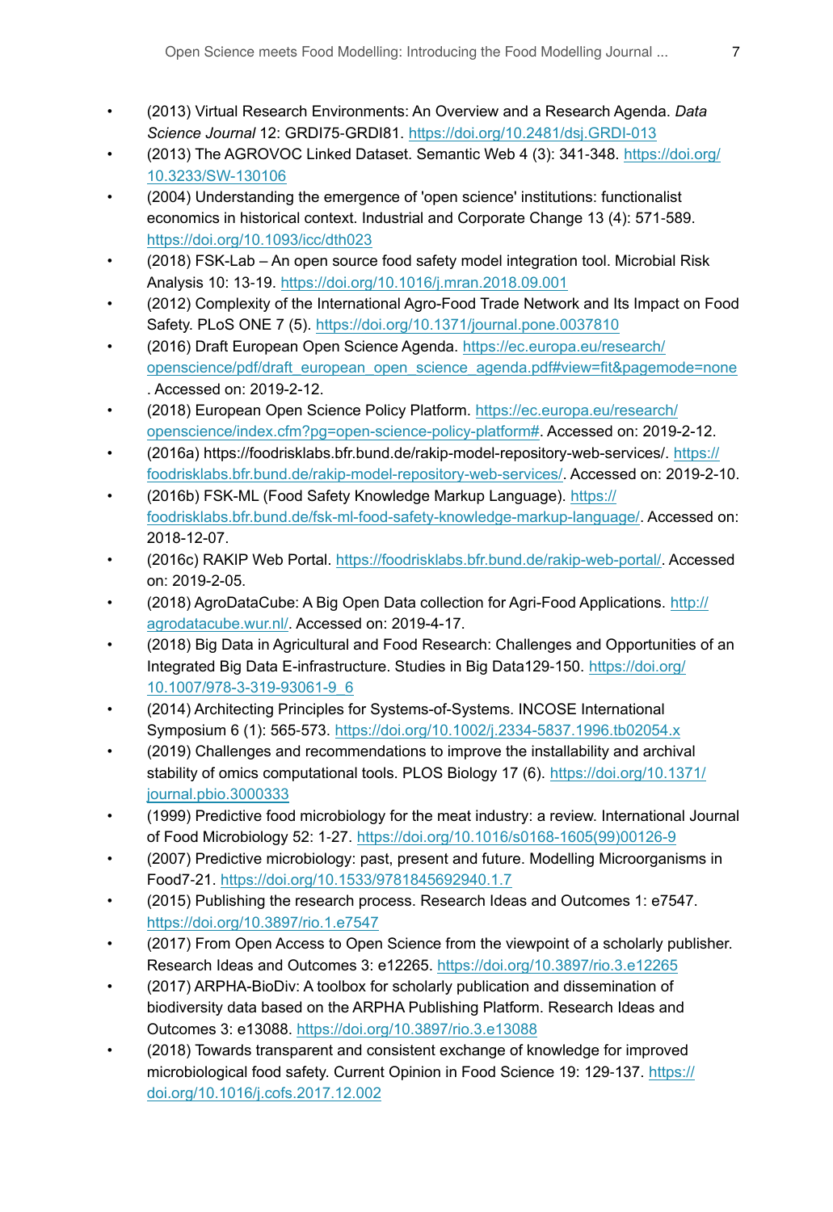- (2013) Virtual Research Environments: An Overview and a Research Agenda. *Data Science Journal* 12: GRDI75-GRDI81. https://doi.org/10.2481/dsj.GRDI-013
- (2013) The AGROVOC Linked Dataset. Semantic Web 4 (3): 341-348. https://doi.org/10.3233/SW-130106
- (2004) Understanding the emergence of 'open science' institutions: functionalist economics in historical context. Industrial and Corporate Change 13 (4): 571-589. https://doi.org/10.1093/icc/dth023
- (2018) FSK-Lab – An open source food safety model integration tool. Microbial Risk Analysis 10: 13-19. https://doi.org/10.1016/j.mran.2018.09.001
- (2012) Complexity of the International Agro-Food Trade Network and Its Impact on Food Safety. PLoS ONE 7 (5). https://doi.org/10.1371/journal.pone.0037810
- (2016) Draft European Open Science Agenda. https://ec.europa.eu/research/openscience/pdf/draft_european_open_science_agenda.pdf#view=fit&pagemode=none . Accessed on: 2019-2-12.
- (2018) European Open Science Policy Platform. https://ec.europa.eu/research/openscience/index.cfm?pg=open-science-policy-platform#. Accessed on: 2019-2-12.
- (2016a) https://foodrisklabs.bfr.bund.de/rakip-model-repository-web-services/. https://foodrisklabs.bfr.bund.de/rakip-model-repository-web-services/. Accessed on: 2019-2-10.
- (2016b) FSK-ML (Food Safety Knowledge Markup Language). https://foodrisklabs.bfr.bund.de/fsk-ml-food-safety-knowledge-markup-language/. Accessed on: 2018-12-07.
- (2016c) RAKIP Web Portal. https://foodrisklabs.bfr.bund.de/rakip-web-portal/. Accessed on: 2019-2-05.
- (2018) AgroDataCube: A Big Open Data collection for Agri-Food Applications. http://agrodatacube.wur.nl/. Accessed on: 2019-4-17.
- (2018) Big Data in Agricultural and Food Research: Challenges and Opportunities of an Integrated Big Data E-infrastructure. Studies in Big Data129-150. https://doi.org/10.1007/978-3-319-93061-9_6
- (2014) Architecting Principles for Systems-of-Systems. INCOSE International Symposium 6 (1): 565-573. https://doi.org/10.1002/j.2334-5837.1996.tb02054.x
- (2019) Challenges and recommendations to improve the installability and archival stability of omics computational tools. PLOS Biology 17 (6). https://doi.org/10.1371/journal.pbio.3000333
- (1999) Predictive food microbiology for the meat industry: a review. International Journal of Food Microbiology 52: 1-27. https://doi.org/10.1016/s0168-1605(99)00126-9
- (2007) Predictive microbiology: past, present and future. Modelling Microorganisms in Food7-21. https://doi.org/10.1533/9781845692940.1.7
- (2015) Publishing the research process. Research Ideas and Outcomes 1: e7547. https://doi.org/10.3897/rio.1.e7547
- (2017) From Open Access to Open Science from the viewpoint of a scholarly publisher. Research Ideas and Outcomes 3: e12265. https://doi.org/10.3897/rio.3.e12265
- (2017) ARPHA-BioDiv: A toolbox for scholarly publication and dissemination of biodiversity data based on the ARPHA Publishing Platform. Research Ideas and Outcomes 3: e13088. https://doi.org/10.3897/rio.3.e13088
- (2018) Towards transparent and consistent exchange of knowledge for improved microbiological food safety. Current Opinion in Food Science 19: 129-137. https://doi.org/10.1016/j.cofs.2017.12.002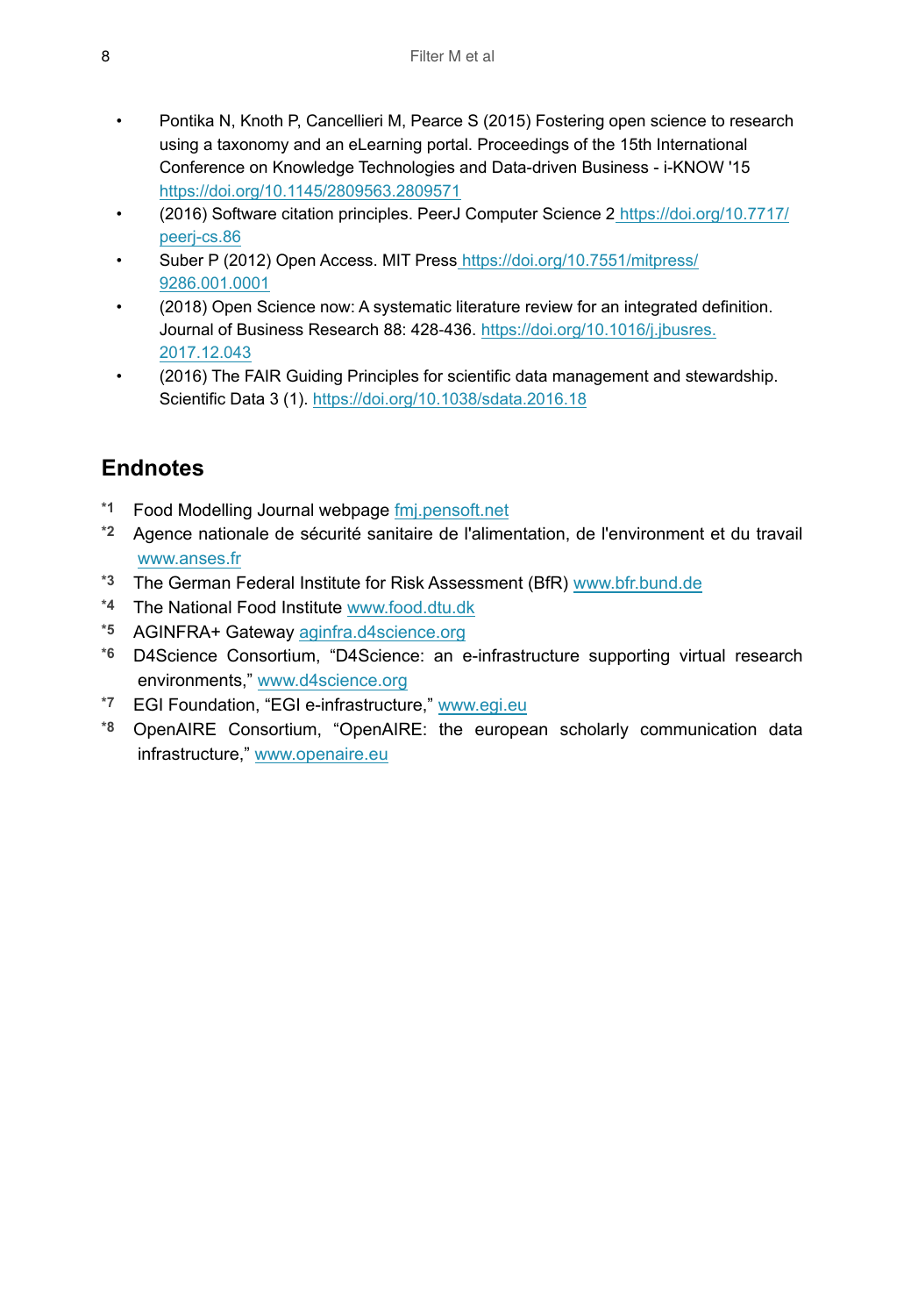- Pontika N, Knoth P, Cancellieri M, Pearce S (2015) Fostering open science to research using a taxonomy and an eLearning portal. Proceedings of the 15th International Conference on Knowledge Technologies and Data-driven Business - i-KNOW '15 https://doi.org/10.1145/2809563.2809571
- (2016) Software citation principles. PeerJ Computer Science 2 https://doi.org/10.7717/peerj-cs.86
- Suber P (2012) Open Access. MIT Press https://doi.org/10.7551/mitpress/9286.001.0001
- (2018) Open Science now: A systematic literature review for an integrated definition. Journal of Business Research 88: 428-436. https://doi.org/10.1016/j.jbusres.2017.12.043
- (2016) The FAIR Guiding Principles for scientific data management and stewardship. Scientific Data 3 (1). https://doi.org/10.1038/sdata.2016.18

## Endnotes

*1 Food Modelling Journal webpage fmj.pensoft.net

*2 Agence nationale de sécurité sanitaire de l'alimentation, de l'environment et du travail www.anses.fr

*3 The German Federal Institute for Risk Assessment (BfR) www.bfr.bund.de

*4 The National Food Institute www.food.dtu.dk

*5 AGINFRA+ Gateway aginfra.d4science.org

*6 D4Science Consortium, “D4Science: an e-infrastructure supporting virtual research environments,” www.d4science.org

*7 EGI Foundation, “EGI e-infrastructure,” www.egi.eu

*8 OpenAIRE Consortium, “OpenAIRE: the european scholarly communication data infrastructure,” www.openaire.eu